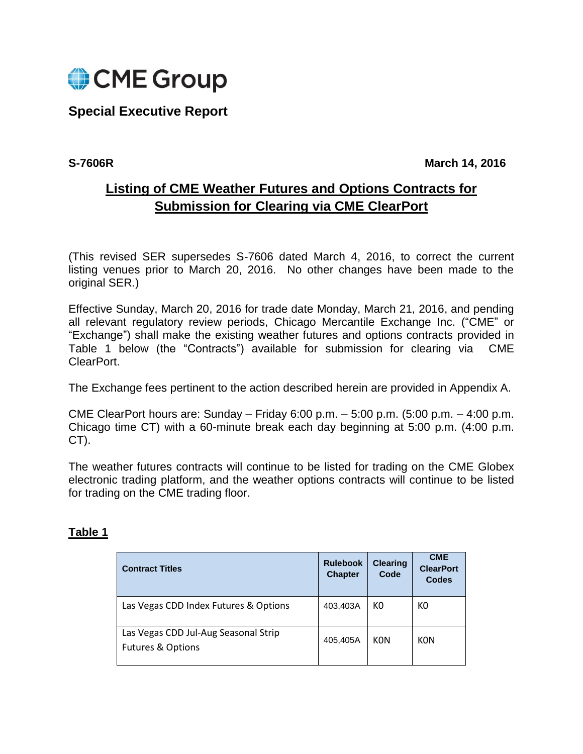CME Group

## Special Executive Report

**S-7606R** **March 14, 2016**

# Listing of CME Weather Futures and Options Contracts for Submission for Clearing via CME ClearPort

(This revised SER supersedes S-7606 dated March 4, 2016, to correct the current listing venues prior to March 20, 2016. No other changes have been made to the original SER.)

Effective Sunday, March 20, 2016 for trade date Monday, March 21, 2016, and pending all relevant regulatory review periods, Chicago Mercantile Exchange Inc. ("CME" or "Exchange") shall make the existing weather futures and options contracts provided in Table 1 below (the "Contracts") available for submission for clearing via CME ClearPort.

The Exchange fees pertinent to the action described herein are provided in Appendix A.

CME ClearPort hours are: Sunday – Friday 6:00 p.m. – 5:00 p.m. (5:00 p.m. – 4:00 p.m. Chicago time CT) with a 60-minute break each day beginning at 5:00 p.m. (4:00 p.m. CT).

The weather futures contracts will continue to be listed for trading on the CME Globex electronic trading platform, and the weather options contracts will continue to be listed for trading on the CME trading floor.

**Table 1**

| Contract Titles | Rulebook Chapter | Clearing Code | CME ClearPort Codes |
|---|---|---|---|
| Las Vegas CDD Index Futures & Options | 403,403A | K0 | K0 |
| Las Vegas CDD Jul-Aug Seasonal Strip Futures & Options | 405,405A | K0N | K0N |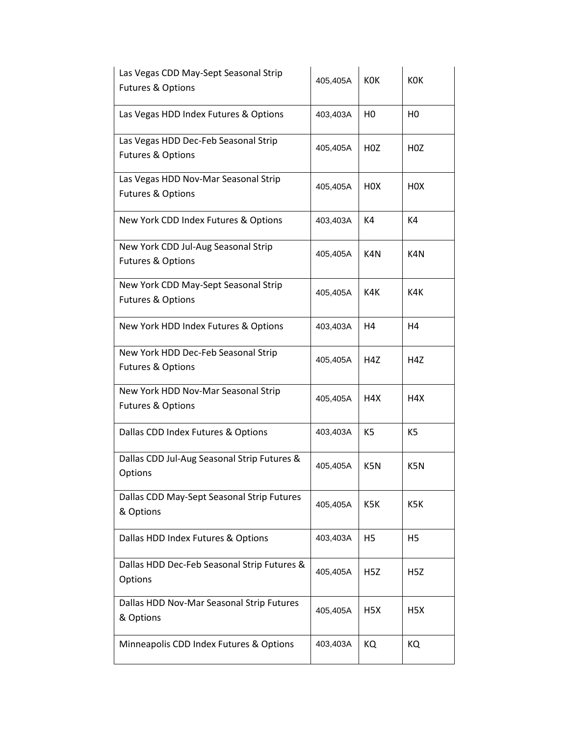| Las Vegas CDD May-Sept Seasonal Strip Futures & Options | 405,405A | K0K | K0K |
|---|---|---|---|
| Las Vegas HDD Index Futures & Options | 403,403A | H0 | H0 |
| Las Vegas HDD Dec-Feb Seasonal Strip Futures & Options | 405,405A | H0Z | H0Z |
| Las Vegas HDD Nov-Mar Seasonal Strip Futures & Options | 405,405A | H0X | H0X |
| New York CDD Index Futures & Options | 403,403A | K4 | K4 |
| New York CDD Jul-Aug Seasonal Strip Futures & Options | 405,405A | K4N | K4N |
| New York CDD May-Sept Seasonal Strip Futures & Options | 405,405A | K4K | K4K |
| New York HDD Index Futures & Options | 403,403A | H4 | H4 |
| New York HDD Dec-Feb Seasonal Strip Futures & Options | 405,405A | H4Z | H4Z |
| New York HDD Nov-Mar Seasonal Strip Futures & Options | 405,405A | H4X | H4X |
| Dallas CDD Index Futures & Options | 403,403A | K5 | K5 |
| Dallas CDD Jul-Aug Seasonal Strip Futures & Options | 405,405A | K5N | K5N |
| Dallas CDD May-Sept Seasonal Strip Futures & Options | 405,405A | K5K | K5K |
| Dallas HDD Index Futures & Options | 403,403A | H5 | H5 |
| Dallas HDD Dec-Feb Seasonal Strip Futures & Options | 405,405A | H5Z | H5Z |
| Dallas HDD Nov-Mar Seasonal Strip Futures & Options | 405,405A | H5X | H5X |
| Minneapolis CDD Index Futures & Options | 403,403A | KQ | KQ |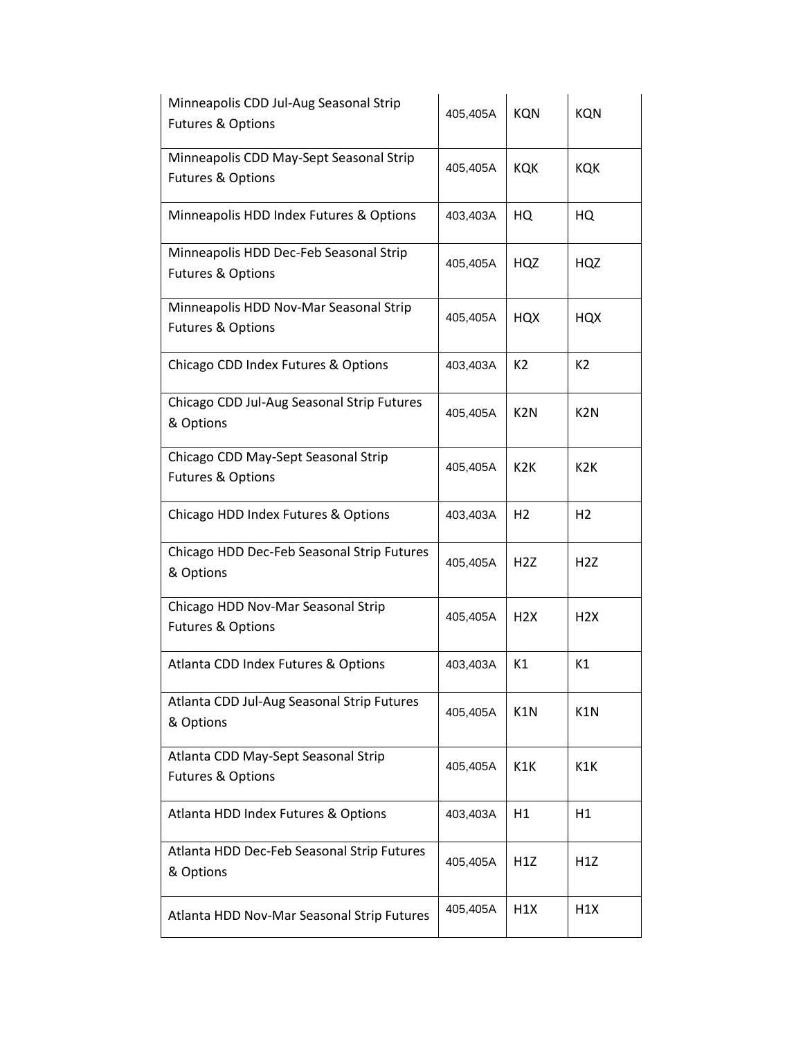| Minneapolis CDD Jul-Aug Seasonal Strip Futures & Options | 405,405A | KQN | KQN |
|---|---|---|---|
| Minneapolis CDD May-Sept Seasonal Strip Futures & Options | 405,405A | KQK | KQK |
| Minneapolis HDD Index Futures & Options | 403,403A | HQ | HQ |
| Minneapolis HDD Dec-Feb Seasonal Strip Futures & Options | 405,405A | HQZ | HQZ |
| Minneapolis HDD Nov-Mar Seasonal Strip Futures & Options | 405,405A | HQX | HQX |
| Chicago CDD Index Futures & Options | 403,403A | K2 | K2 |
| Chicago CDD Jul-Aug Seasonal Strip Futures & Options | 405,405A | K2N | K2N |
| Chicago CDD May-Sept Seasonal Strip Futures & Options | 405,405A | K2K | K2K |
| Chicago HDD Index Futures & Options | 403,403A | H2 | H2 |
| Chicago HDD Dec-Feb Seasonal Strip Futures & Options | 405,405A | H2Z | H2Z |
| Chicago HDD Nov-Mar Seasonal Strip Futures & Options | 405,405A | H2X | H2X |
| Atlanta CDD Index Futures & Options | 403,403A | K1 | K1 |
| Atlanta CDD Jul-Aug Seasonal Strip Futures & Options | 405,405A | K1N | K1N |
| Atlanta CDD May-Sept Seasonal Strip Futures & Options | 405,405A | K1K | K1K |
| Atlanta HDD Index Futures & Options | 403,403A | H1 | H1 |
| Atlanta HDD Dec-Feb Seasonal Strip Futures & Options | 405,405A | H1Z | H1Z |
| Atlanta HDD Nov-Mar Seasonal Strip Futures | 405,405A | H1X | H1X |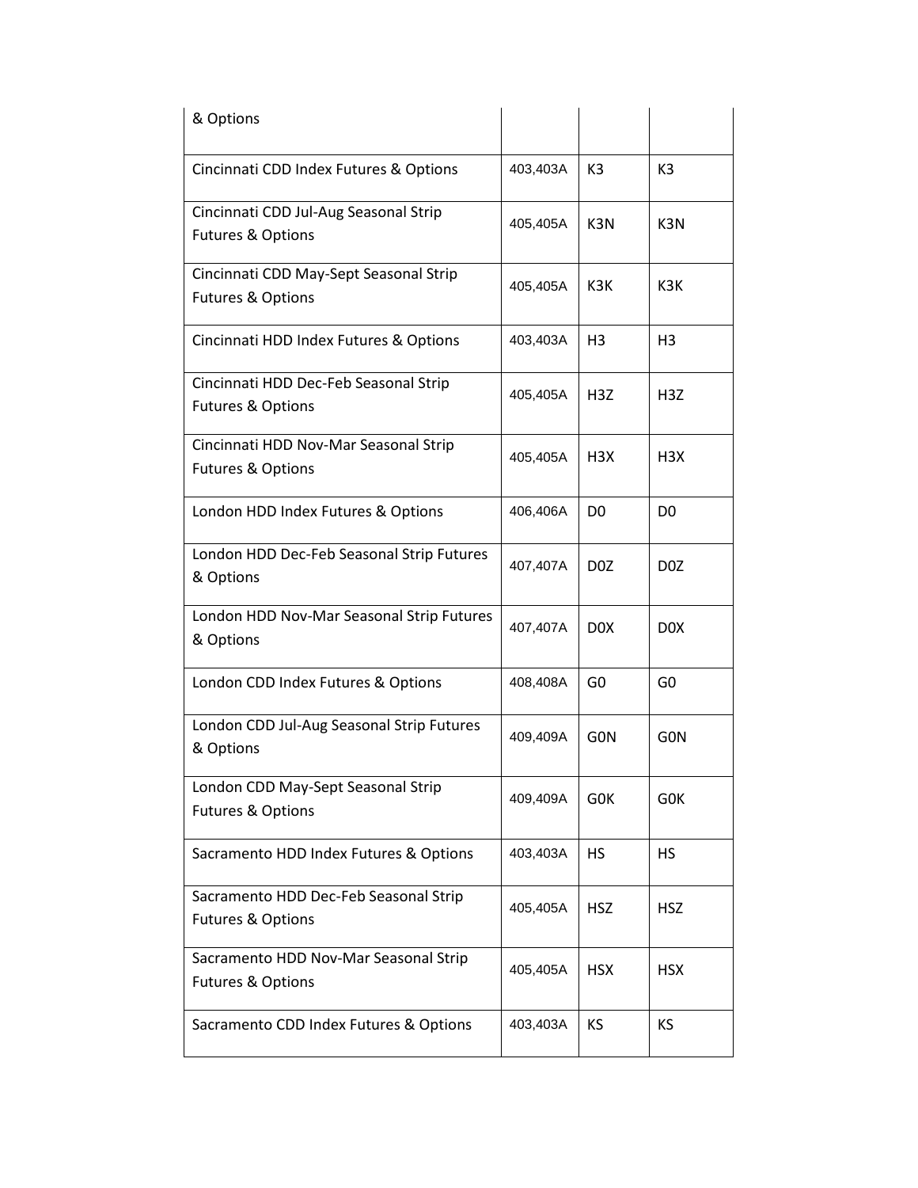| | | | |
|---|---|---|---|
| & Options | | | |
| Cincinnati CDD Index Futures & Options | 403,403A | K3 | K3 |
| Cincinnati CDD Jul-Aug Seasonal Strip Futures & Options | 405,405A | K3N | K3N |
| Cincinnati CDD May-Sept Seasonal Strip Futures & Options | 405,405A | K3K | K3K |
| Cincinnati HDD Index Futures & Options | 403,403A | H3 | H3 |
| Cincinnati HDD Dec-Feb Seasonal Strip Futures & Options | 405,405A | H3Z | H3Z |
| Cincinnati HDD Nov-Mar Seasonal Strip Futures & Options | 405,405A | H3X | H3X |
| London HDD Index Futures & Options | 406,406A | D0 | D0 |
| London HDD Dec-Feb Seasonal Strip Futures & Options | 407,407A | D0Z | D0Z |
| London HDD Nov-Mar Seasonal Strip Futures & Options | 407,407A | D0X | D0X |
| London CDD Index Futures & Options | 408,408A | G0 | G0 |
| London CDD Jul-Aug Seasonal Strip Futures & Options | 409,409A | G0N | G0N |
| London CDD May-Sept Seasonal Strip Futures & Options | 409,409A | G0K | G0K |
| Sacramento HDD Index Futures & Options | 403,403A | HS | HS |
| Sacramento HDD Dec-Feb Seasonal Strip Futures & Options | 405,405A | HSZ | HSZ |
| Sacramento HDD Nov-Mar Seasonal Strip Futures & Options | 405,405A | HSX | HSX |
| Sacramento CDD Index Futures & Options | 403,403A | KS | KS |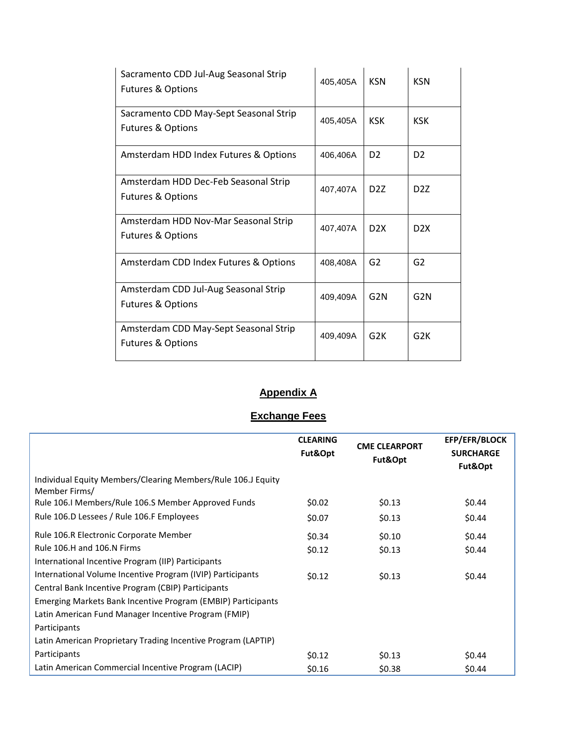| | | | |
|---|---|---|---|
| Sacramento CDD Jul-Aug Seasonal Strip Futures & Options | 405,405A | KSN | KSN |
| Sacramento CDD May-Sept Seasonal Strip Futures & Options | 405,405A | KSK | KSK |
| Amsterdam HDD Index Futures & Options | 406,406A | D2 | D2 |
| Amsterdam HDD Dec-Feb Seasonal Strip Futures & Options | 407,407A | D2Z | D2Z |
| Amsterdam HDD Nov-Mar Seasonal Strip Futures & Options | 407,407A | D2X | D2X |
| Amsterdam CDD Index Futures & Options | 408,408A | G2 | G2 |
| Amsterdam CDD Jul-Aug Seasonal Strip Futures & Options | 409,409A | G2N | G2N |
| Amsterdam CDD May-Sept Seasonal Strip Futures & Options | 409,409A | G2K | G2K |

## Appendix A

## Exchange Fees

| | CLEARING Fut&Opt | CME CLEARPORT Fut&Opt | EFP/EFR/BLOCK SURCHARGE Fut&Opt |
|---|---|---|---|
| Individual Equity Members/Clearing Members/Rule 106.J Equity Member Firms/ Rule 106.I Members/Rule 106.S Member Approved Funds | $0.02 | $0.13 | $0.44 |
| Rule 106.D Lessees / Rule 106.F Employees | $0.07 | $0.13 | $0.44 |
| Rule 106.R Electronic Corporate Member | $0.34 | $0.10 | $0.44 |
| Rule 106.H and 106.N Firms | $0.12 | $0.13 | $0.44 |
| International Incentive Program (IIP) Participants International Volume Incentive Program (IVIP) Participants Central Bank Incentive Program (CBIP) Participants | $0.12 | $0.13 | $0.44 |
| Emerging Markets Bank Incentive Program (EMBIP) Participants Latin American Fund Manager Incentive Program (FMIP) Participants Latin American Proprietary Trading Incentive Program (LAPTIP) Participants | $0.12 | $0.13 | $0.44 |
| Latin American Commercial Incentive Program (LACIP) | $0.16 | $0.38 | $0.44 |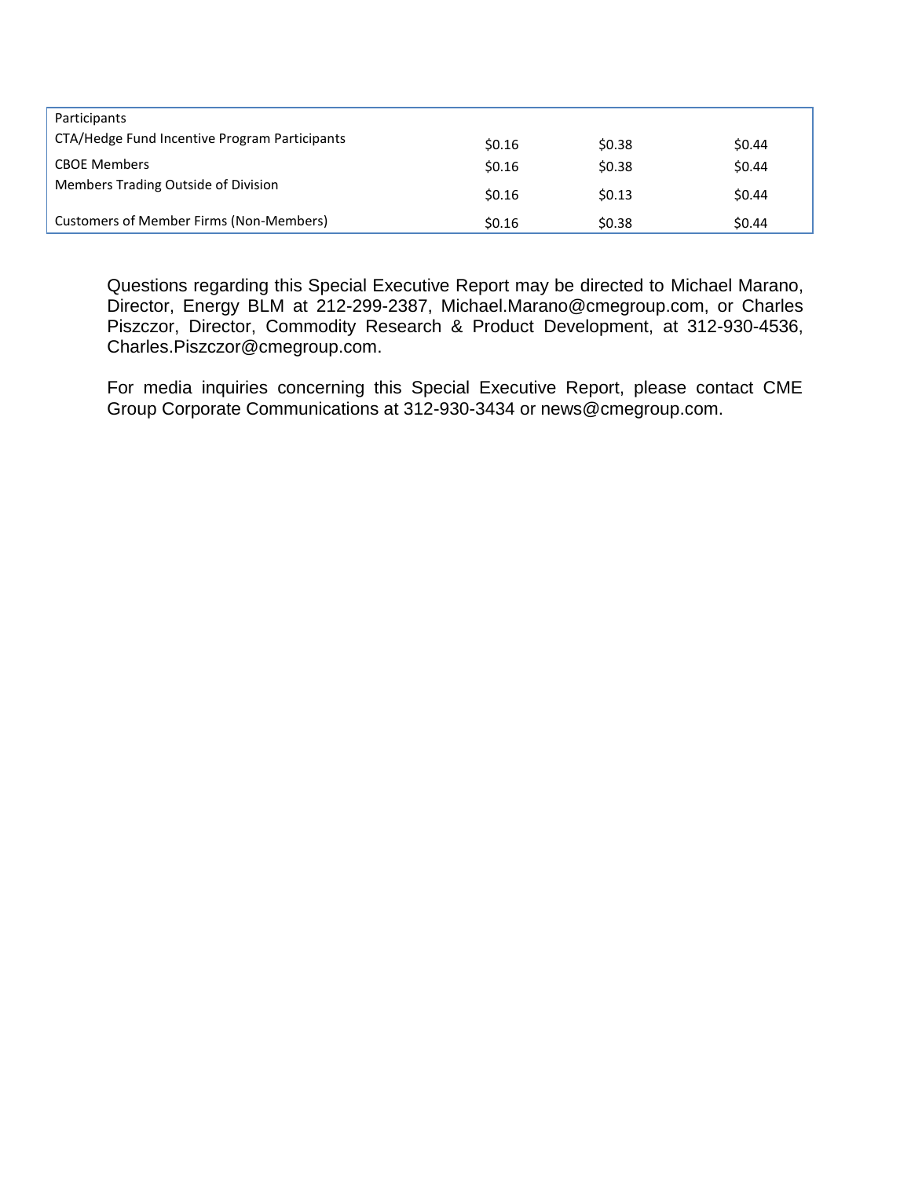| | | | |
|---|---|---|---|
| Participants | | | |
| CTA/Hedge Fund Incentive Program Participants | $0.16 | $0.38 | $0.44 |
| CBOE Members | $0.16 | $0.38 | $0.44 |
| Members Trading Outside of Division | $0.16 | $0.13 | $0.44 |
| Customers of Member Firms (Non-Members) | $0.16 | $0.38 | $0.44 |

Questions regarding this Special Executive Report may be directed to Michael Marano, Director, Energy BLM at 212-299-2387, Michael.Marano@cmegroup.com, or Charles Piszczor, Director, Commodity Research & Product Development, at 312-930-4536, Charles.Piszczor@cmegroup.com.

For media inquiries concerning this Special Executive Report, please contact CME Group Corporate Communications at 312-930-3434 or news@cmegroup.com.